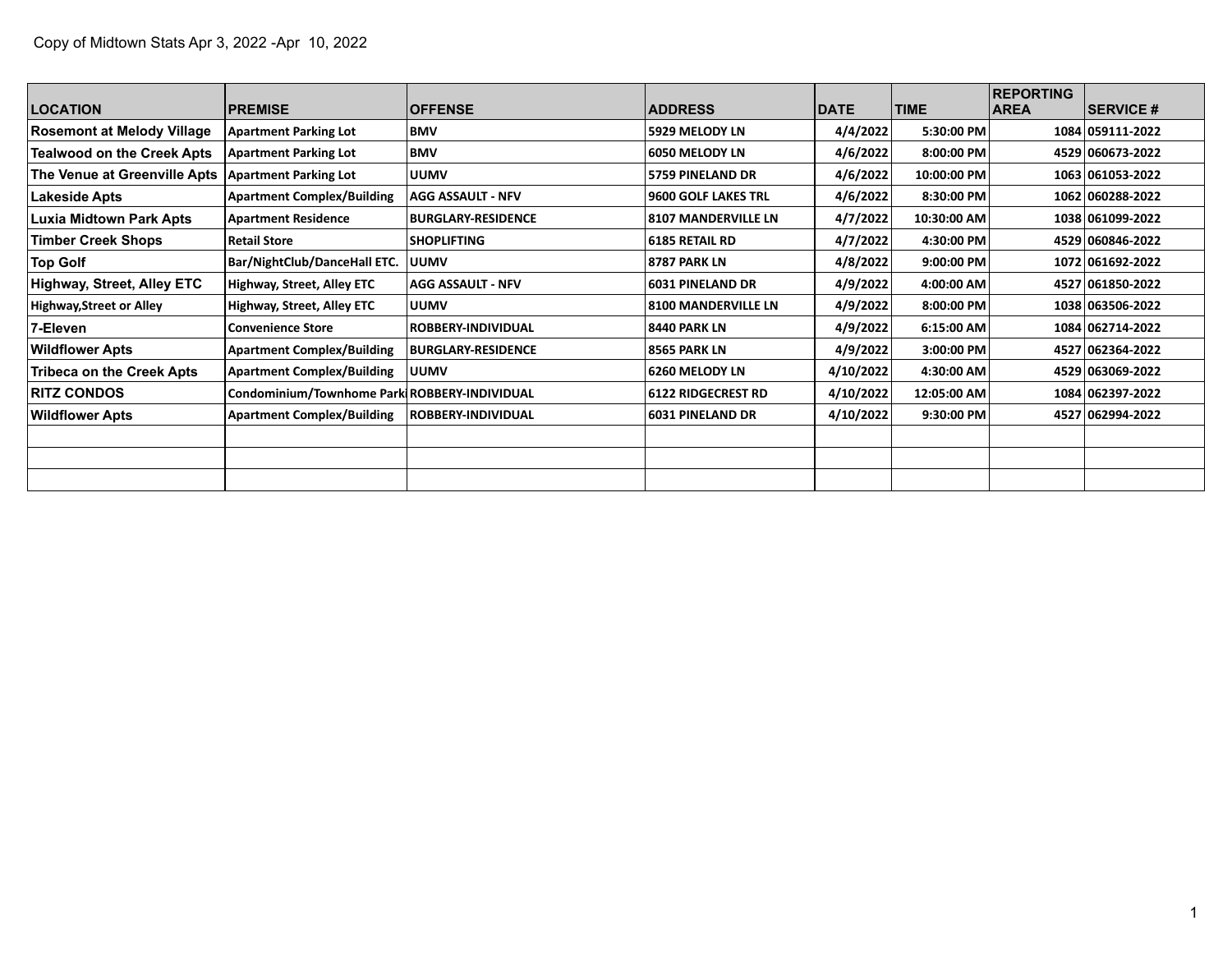Copy of Midtown Stats Apr 3, 2022 -Apr 10, 2022

| LOCATION | PREMISE | OFFENSE | ADDRESS | DATE | TIME | REPORTING AREA | SERVICE # |
|---|---|---|---|---|---|---|---|
| Rosemont at Melody Village | Apartment Parking Lot | BMV | 5929 MELODY LN | 4/4/2022 | 5:30:00 PM | 1084 | 059111-2022 |
| Tealwood on the Creek Apts | Apartment Parking Lot | BMV | 6050 MELODY LN | 4/6/2022 | 8:00:00 PM | 4529 | 060673-2022 |
| The Venue at Greenville Apts | Apartment Parking Lot | UUMV | 5759 PINELAND DR | 4/6/2022 | 10:00:00 PM | 1063 | 061053-2022 |
| Lakeside Apts | Apartment Complex/Building | AGG ASSAULT - NFV | 9600 GOLF LAKES TRL | 4/6/2022 | 8:30:00 PM | 1062 | 060288-2022 |
| Luxia Midtown Park Apts | Apartment Residence | BURGLARY-RESIDENCE | 8107 MANDERVILLE LN | 4/7/2022 | 10:30:00 AM | 1038 | 061099-2022 |
| Timber Creek Shops | Retail Store | SHOPLIFTING | 6185 RETAIL RD | 4/7/2022 | 4:30:00 PM | 4529 | 060846-2022 |
| Top Golf | Bar/NightClub/DanceHall ETC. | UUMV | 8787 PARK LN | 4/8/2022 | 9:00:00 PM | 1072 | 061692-2022 |
| Highway, Street, Alley ETC | Highway, Street, Alley ETC | AGG ASSAULT - NFV | 6031 PINELAND DR | 4/9/2022 | 4:00:00 AM | 4527 | 061850-2022 |
| Highway,Street or Alley | Highway, Street, Alley ETC | UUMV | 8100 MANDERVILLE LN | 4/9/2022 | 8:00:00 PM | 1038 | 063506-2022 |
| 7-Eleven | Convenience Store | ROBBERY-INDIVIDUAL | 8440 PARK LN | 4/9/2022 | 6:15:00 AM | 1084 | 062714-2022 |
| Wildflower Apts | Apartment Complex/Building | BURGLARY-RESIDENCE | 8565 PARK LN | 4/9/2022 | 3:00:00 PM | 4527 | 062364-2022 |
| Tribeca on the Creek Apts | Apartment Complex/Building | UUMV | 6260 MELODY LN | 4/10/2022 | 4:30:00 AM | 4529 | 063069-2022 |
| RITZ CONDOS | Condominium/Townhome Park | ROBBERY-INDIVIDUAL | 6122 RIDGECREST RD | 4/10/2022 | 12:05:00 AM | 1084 | 062397-2022 |
| Wildflower Apts | Apartment Complex/Building | ROBBERY-INDIVIDUAL | 6031 PINELAND DR | 4/10/2022 | 9:30:00 PM | 4527 | 062994-2022 |
| | | | | | | | |
| | | | | | | | |
| | | | | | | | |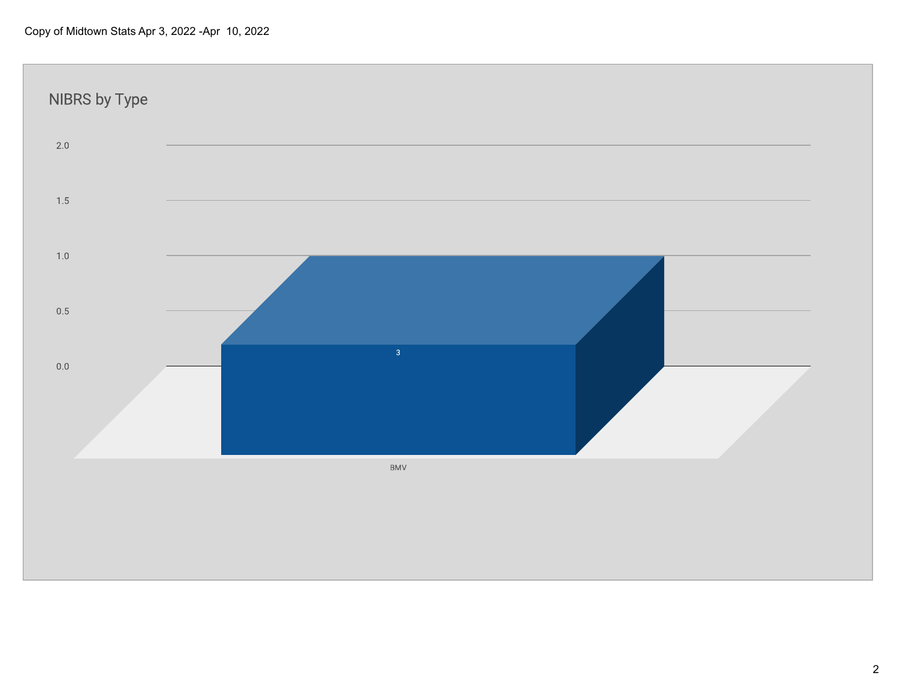Copy of Midtown Stats Apr 3, 2022 -Apr 10, 2022

## NIBRS by Type

| Type | Count |
| --- | --- |
| BMV | 3 |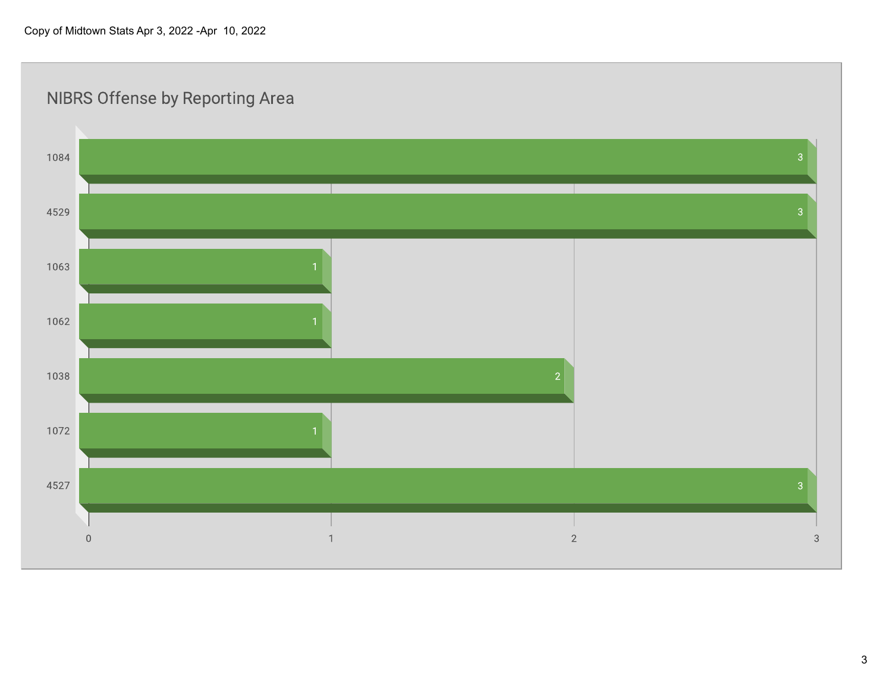Copy of Midtown Stats Apr 3, 2022 -Apr 10, 2022

## NIBRS Offense by Reporting Area

| Reporting Area | Count |
| --- | --- |
| 1084 | 3 |
| 4529 | 3 |
| 1063 | 1 |
| 1062 | 1 |
| 1038 | 2 |
| 1072 | 1 |
| 4527 | 3 |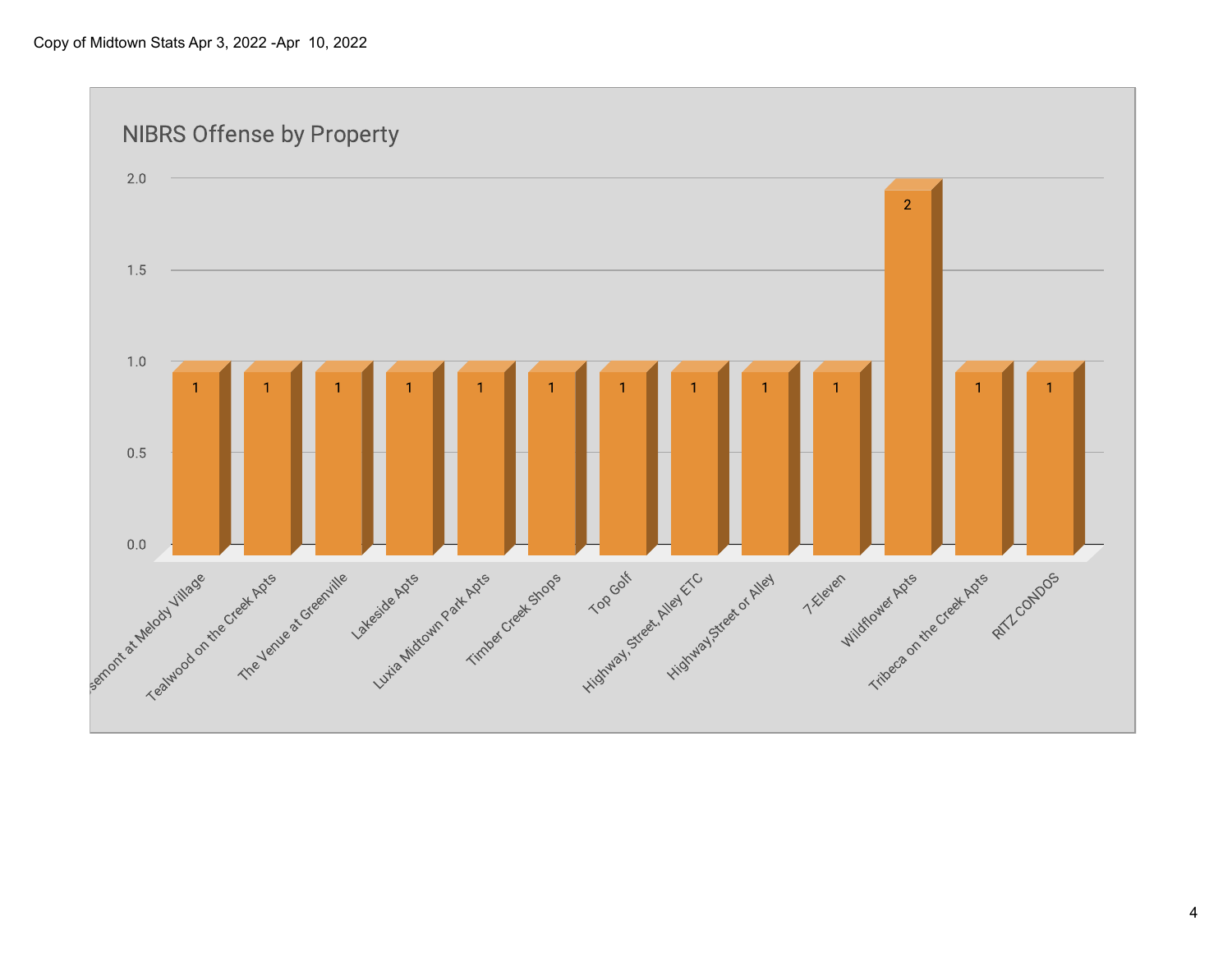Copy of Midtown Stats Apr 3, 2022 -Apr 10, 2022

## NIBRS Offense by Property

| Property | Count |
|---|---|
| ...semont at Melody Village | 1 |
| Tealwood on the Creek Apts | 1 |
| The Venue at Greenville | 1 |
| Lakeside Apts | 1 |
| Luxia Midtown Park Apts | 1 |
| Timber Creek Shops | 1 |
| Top Golf | 1 |
| Highway, Street, Alley ETC | 1 |
| Highway,Street or Alley | 1 |
| 7-Eleven | 1 |
| Wildflower Apts | 2 |
| Tribeca on the Creek Apts | 1 |
| RITZ CONDOS | 1 |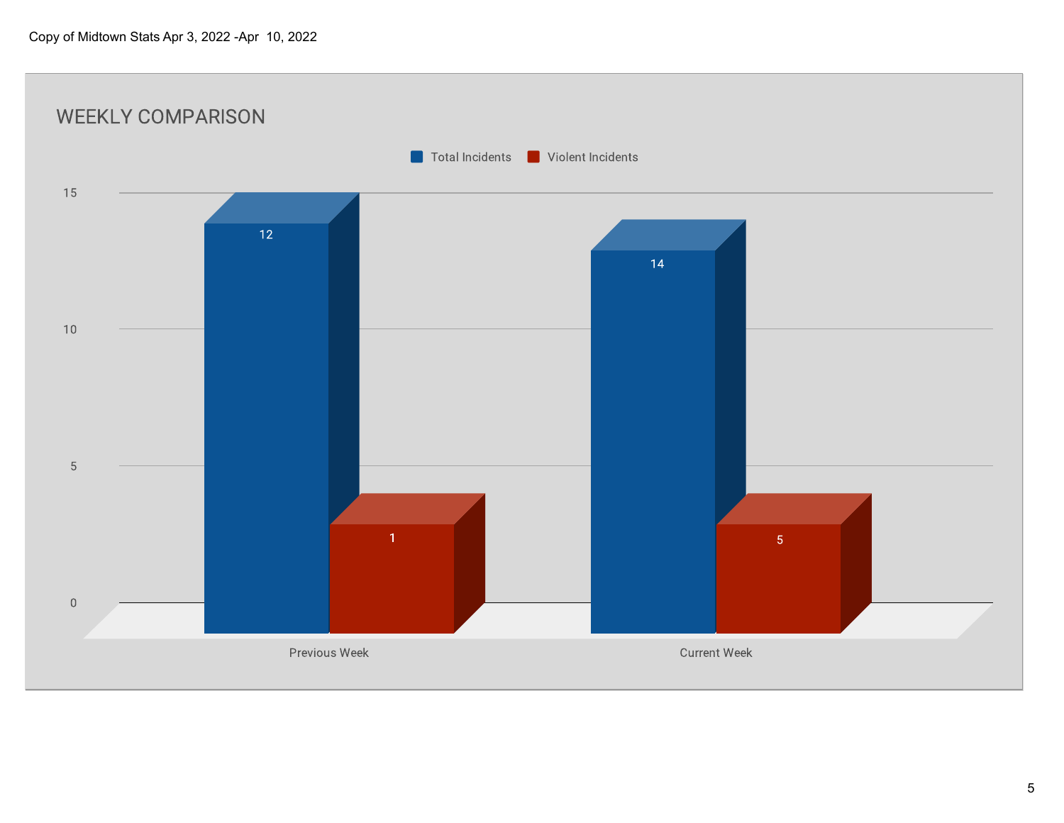Copy of Midtown Stats Apr 3, 2022 -Apr  10, 2022

WEEKLY COMPARISON

Total Incidents
Violent Incidents

15
10
5
0

12
1
14
5

Previous Week
Current Week